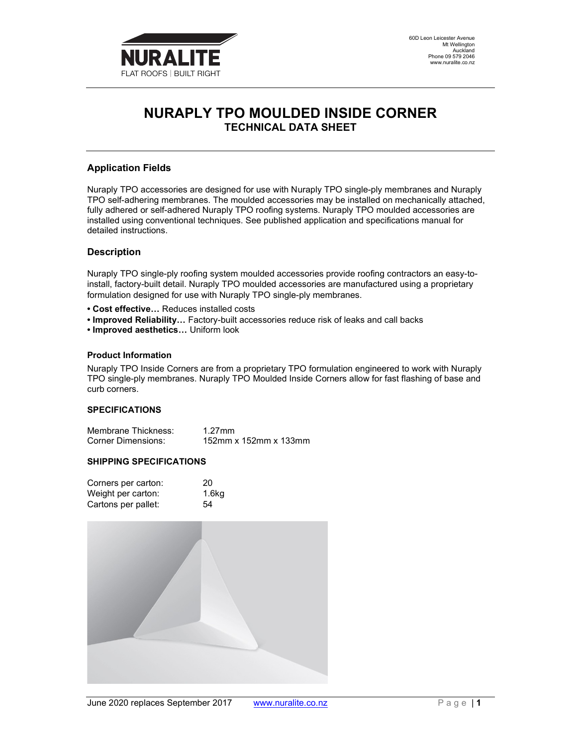60D Leon Leicester Avenue
Mt Wellington
Auckland
Phone 09 579 2046
www.nuralite.co.nz

# NURAPLY TPO MOULDED INSIDE CORNER
## TECHNICAL DATA SHEET

### Application Fields

Nuraply TPO accessories are designed for use with Nuraply TPO single-ply membranes and Nuraply TPO self-adhering membranes. The moulded accessories may be installed on mechanically attached, fully adhered or self-adhered Nuraply TPO roofing systems. Nuraply TPO moulded accessories are installed using conventional techniques. See published application and specifications manual for detailed instructions.

### Description

Nuraply TPO single-ply roofing system moulded accessories provide roofing contractors an easy-to-install, factory-built detail. Nuraply TPO moulded accessories are manufactured using a proprietary formulation designed for use with Nuraply TPO single-ply membranes.

- **Cost effective…** Reduces installed costs
- **Improved Reliability…** Factory-built accessories reduce risk of leaks and call backs
- **Improved aesthetics…** Uniform look

#### Product Information

Nuraply TPO Inside Corners are from a proprietary TPO formulation engineered to work with Nuraply TPO single-ply membranes. Nuraply TPO Moulded Inside Corners allow for fast flashing of base and curb corners.

#### SPECIFICATIONS

| | |
|---|---|
| Membrane Thickness: | 1.27mm |
| Corner Dimensions: | 152mm x 152mm x 133mm |

#### SHIPPING SPECIFICATIONS

| | |
|---|---|
| Corners per carton: | 20 |
| Weight per carton: | 1.6kg |
| Cartons per pallet: | 54 |

June 2020 replaces September 2017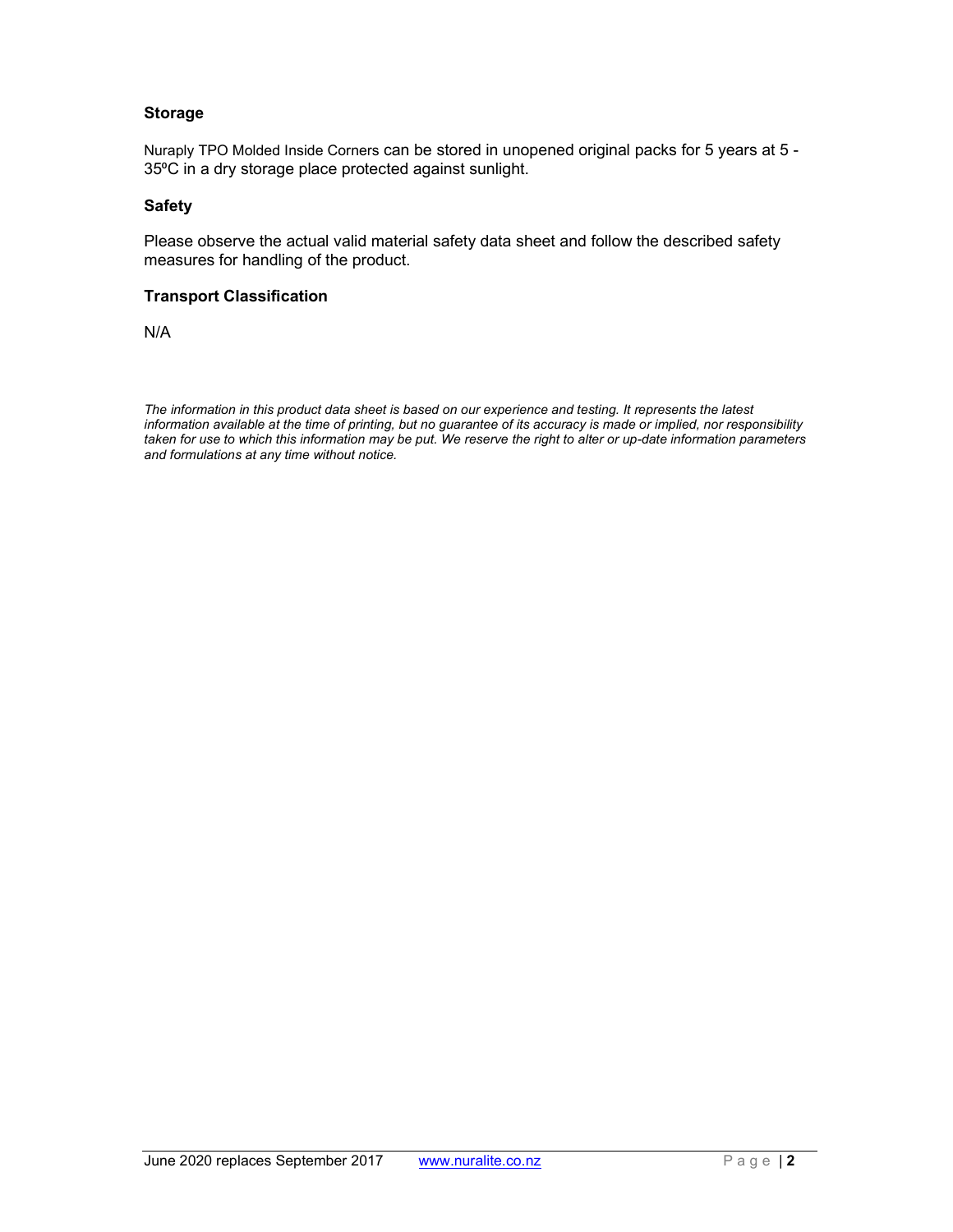## Storage

Nuraply TPO Molded Inside Corners can be stored in unopened original packs for 5 years at 5 - 35ºC in a dry storage place protected against sunlight.

## Safety

Please observe the actual valid material safety data sheet and follow the described safety measures for handling of the product.

## Transport Classification

N/A

*The information in this product data sheet is based on our experience and testing. It represents the latest information available at the time of printing, but no guarantee of its accuracy is made or implied, nor responsibility taken for use to which this information may be put. We reserve the right to alter or up-date information parameters and formulations at any time without notice.*